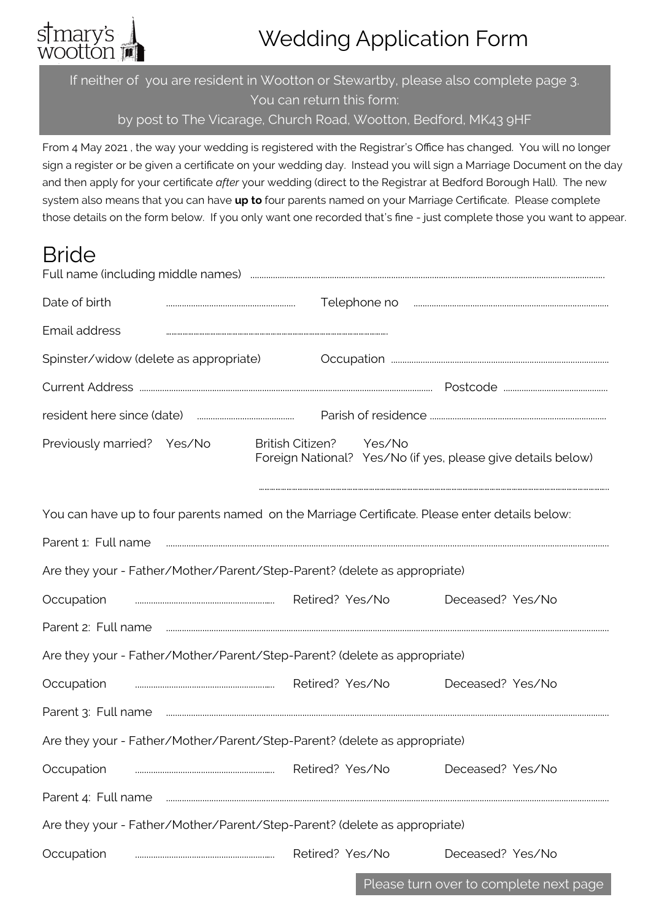st mary's wootton

# Wedding Application Form

If neither of you are resident in Wootton or Stewartby, please also complete page 3.
You can return this form:
by post to The Vicarage, Church Road, Wootton, Bedford, MK43 9HF

From 4 May 2021 , the way your wedding is registered with the Registrar's Office has changed. You will no longer sign a register or be given a certificate on your wedding day. Instead you will sign a Marriage Document on the day and then apply for your certificate *after* your wedding (direct to the Registrar at Bedford Borough Hall). The new system also means that you can have **up to** four parents named on your Marriage Certificate. Please complete those details on the form below. If you only want one recorded that's fine - just complete those you want to appear.

## Bride

Full name (including middle names) ................................................................

Date of birth ........................ Telephone no ........................

Email address ................................................

Spinster/widow (delete as appropriate) Occupation ........................

Current Address ................................................ Postcode ........................

resident here since (date) ........................ Parish of residence ........................

Previously married? Yes/No British Citizen? Yes/No
Foreign National? Yes/No (if yes, please give details below)

................................................................

You can have up to four parents named on the Marriage Certificate. Please enter details below:

Parent 1: Full name ................................................................

Are they your - Father/Mother/Parent/Step-Parent? (delete as appropriate)

Occupation ........................ Retired? Yes/No Deceased? Yes/No

Parent 2: Full name ................................................................

Are they your - Father/Mother/Parent/Step-Parent? (delete as appropriate)

Occupation ........................ Retired? Yes/No Deceased? Yes/No

Parent 3: Full name ................................................................

Are they your - Father/Mother/Parent/Step-Parent? (delete as appropriate)

Occupation ........................ Retired? Yes/No Deceased? Yes/No

Parent 4: Full name ................................................................

Are they your - Father/Mother/Parent/Step-Parent? (delete as appropriate)

Occupation ........................ Retired? Yes/No Deceased? Yes/No

Please turn over to complete next page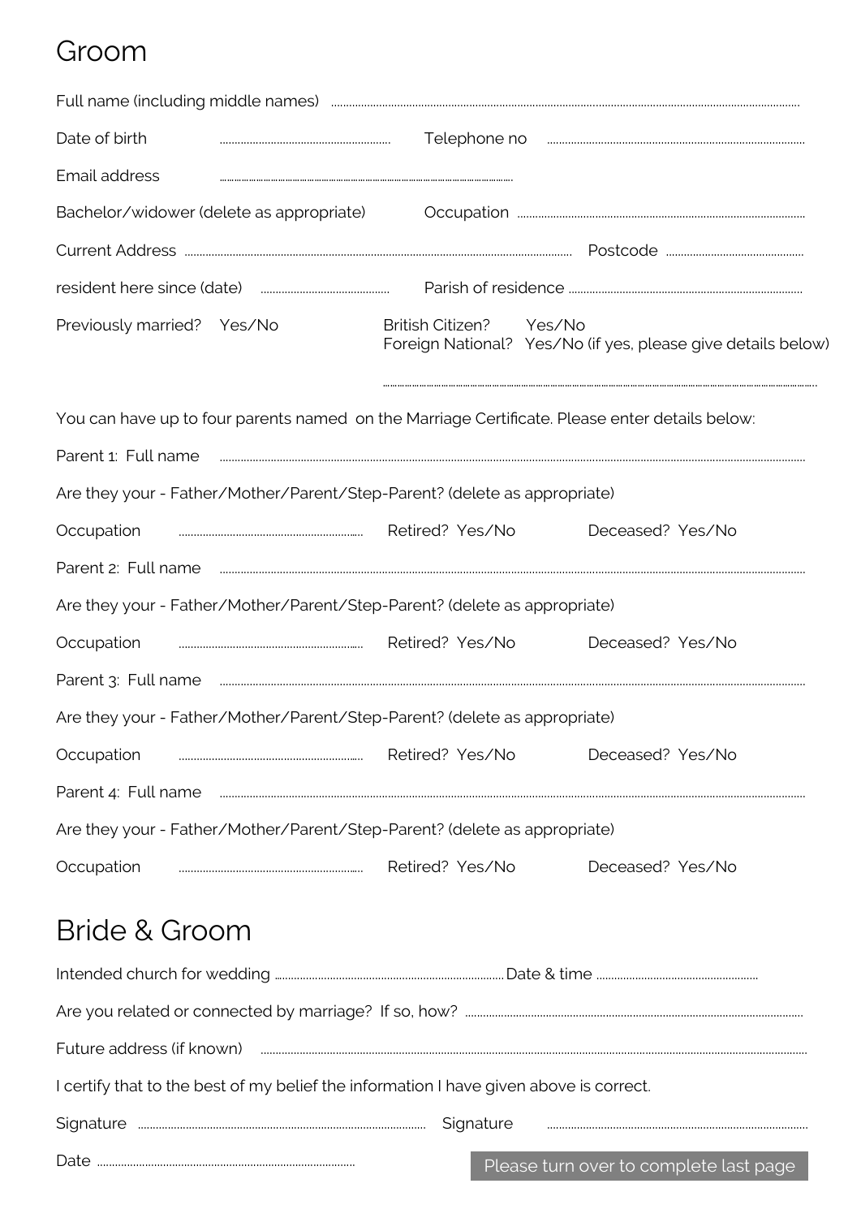# Groom

Full name (including middle names) ..........................................................................................................................................................

Date of birth .......................................................... Telephone no ......................................................................................

Email address ..............................................................................................................................

Bachelor/widower (delete as appropriate) Occupation ..................................................................................................

Current Address .................................................................................................................................... Postcode ..............................................

resident here since (date) ............................................ Parish of residence ..............................................................................

Previously married? Yes/No

British Citizen? Yes/No
Foreign National? Yes/No (if yes, please give details below)

.............................................................................................................................................................

You can have up to four parents named on the Marriage Certificate. Please enter details below:

Parent 1: Full name .............................................................................................................................................................

Are they your - Father/Mother/Parent/Step-Parent? (delete as appropriate)

Occupation .............................................................. Retired? Yes/No Deceased? Yes/No

Parent 2: Full name .............................................................................................................................................................

Are they your - Father/Mother/Parent/Step-Parent? (delete as appropriate)

Occupation .............................................................. Retired? Yes/No Deceased? Yes/No

Parent 3: Full name .............................................................................................................................................................

Are they your - Father/Mother/Parent/Step-Parent? (delete as appropriate)

Occupation .............................................................. Retired? Yes/No Deceased? Yes/No

Parent 4: Full name .............................................................................................................................................................

Are they your - Father/Mother/Parent/Step-Parent? (delete as appropriate)

Occupation .............................................................. Retired? Yes/No Deceased? Yes/No

# Bride & Groom

Intended church for wedding .............................................................................. Date & time .......................................................

Are you related or connected by marriage? If so, how? ..................................................................................................

Future address (if known) ...........................................................................................................................................................

I certify that to the best of my belief the information I have given above is correct.

Signature ................................................................................................ Signature ........................................................................................

Date .......................................................................................

Please turn over to complete last page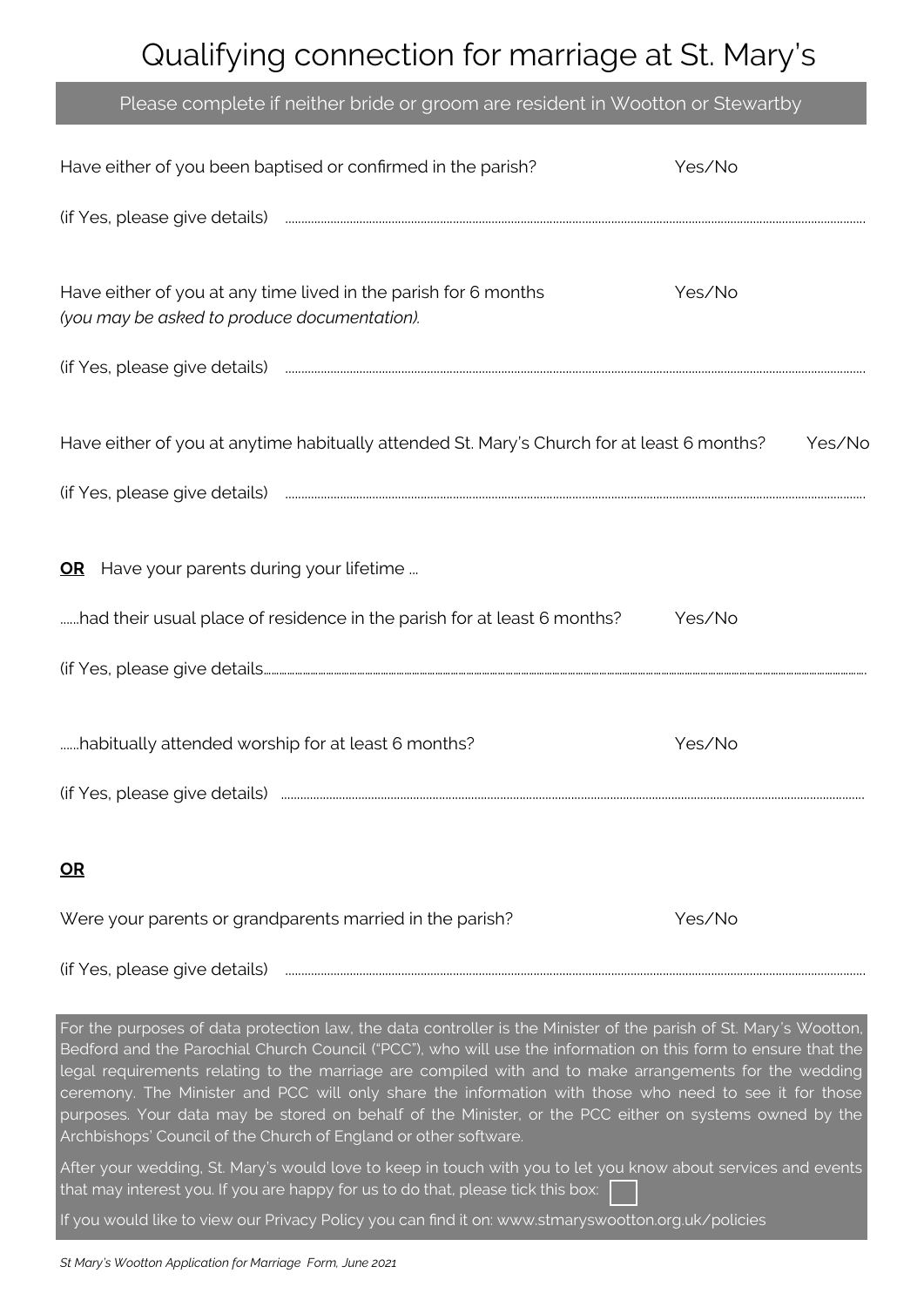# Qualifying connection for marriage at St. Mary's

Please complete if neither bride or groom are resident in Wootton or Stewartby

Have either of you been baptised or confirmed in the parish? Yes/No

(if Yes, please give details) ...........................................................................................................

Have either of you at any time lived in the parish for 6 months Yes/No
*(you may be asked to produce documentation).*

(if Yes, please give details) ...........................................................................................................

Have either of you at anytime habitually attended St. Mary's Church for at least 6 months? Yes/No

(if Yes, please give details) ...........................................................................................................

**<u>OR</u>** Have your parents during your lifetime ...

......had their usual place of residence in the parish for at least 6 months? Yes/No

(if Yes, please give details...........................................................................................................

......habitually attended worship for at least 6 months? Yes/No

(if Yes, please give details) ...........................................................................................................

**<u>OR</u>**

Were your parents or grandparents married in the parish? Yes/No

(if Yes, please give details) ...........................................................................................................

For the purposes of data protection law, the data controller is the Minister of the parish of St. Mary's Wootton, Bedford and the Parochial Church Council ("PCC"), who will use the information on this form to ensure that the legal requirements relating to the marriage are compiled with and to make arrangements for the wedding ceremony. The Minister and PCC will only share the information with those who need to see it for those purposes. Your data may be stored on behalf of the Minister, or the PCC either on systems owned by the Archbishops' Council of the Church of England or other software.

After your wedding, St. Mary's would love to keep in touch with you to let you know about services and events that may interest you. If you are happy for us to do that, please tick this box: ☐

If you would like to view our Privacy Policy you can find it on: www.stmaryswootton.org.uk/policies

*St Mary's Wootton Application for Marriage Form, June 2021*